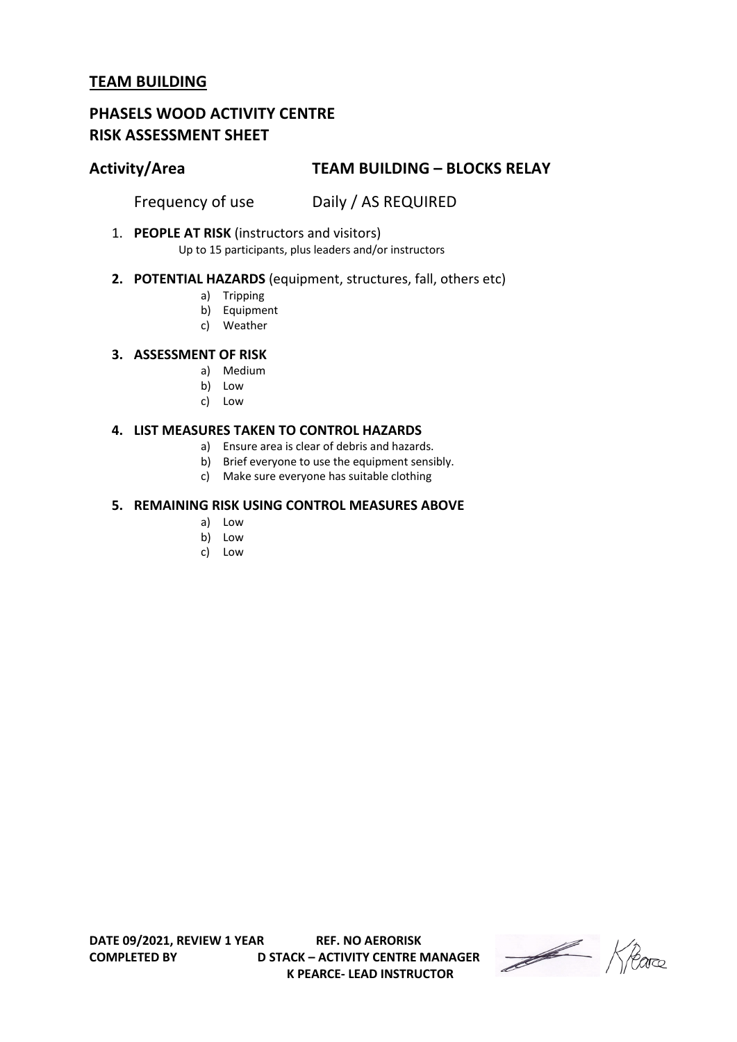## TEAM BUILDING

## PHASELS WOOD ACTIVITY CENTRE
## RISK ASSESSMENT SHEET

### Activity/Area TEAM BUILDING – BLOCKS RELAY

Frequency of use Daily / AS REQUIRED

1. **PEOPLE AT RISK** (instructors and visitors)
   Up to 15 participants, plus leaders and/or instructors

2. **POTENTIAL HAZARDS** (equipment, structures, fall, others etc)
   a) Tripping
   b) Equipment
   c) Weather

3. **ASSESSMENT OF RISK**
   a) Medium
   b) Low
   c) Low

4. **LIST MEASURES TAKEN TO CONTROL HAZARDS**
   a) Ensure area is clear of debris and hazards.
   b) Brief everyone to use the equipment sensibly.
   c) Make sure everyone has suitable clothing

5. **REMAINING RISK USING CONTROL MEASURES ABOVE**
   a) Low
   b) Low
   c) Low

**DATE 09/2021, REVIEW 1 YEAR** **REF. NO AERORISK**
**COMPLETED BY** **D STACK – ACTIVITY CENTRE MANAGER**
**K PEARCE- LEAD INSTRUCTOR**

K Pearce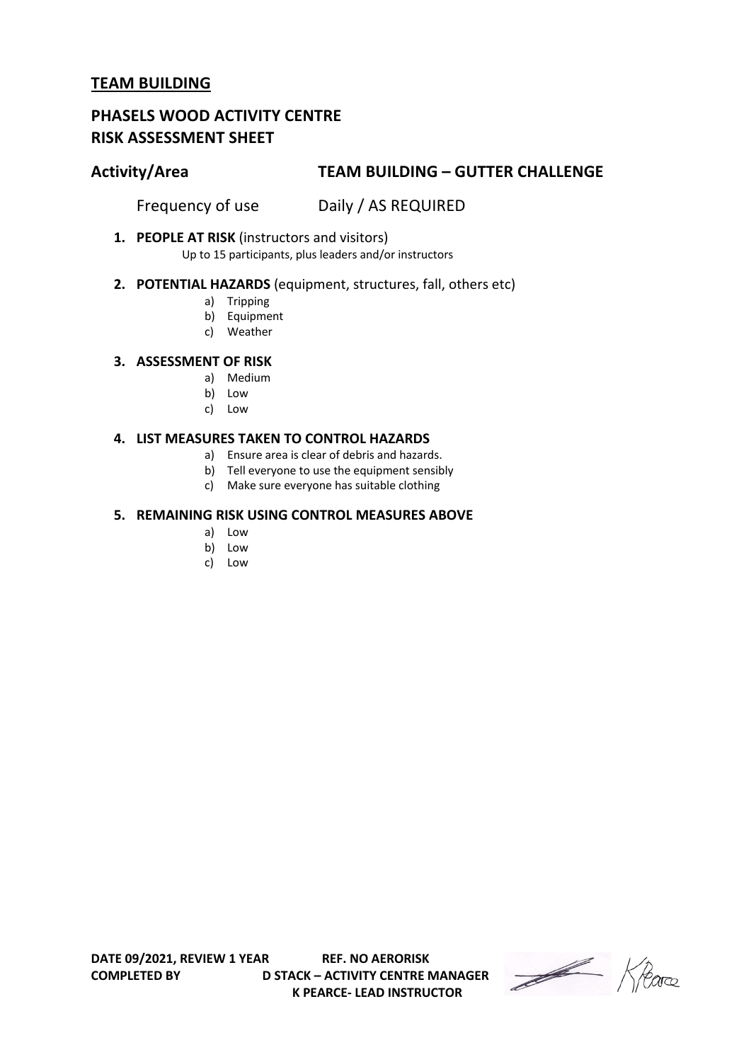**TEAM BUILDING**

## PHASELS WOOD ACTIVITY CENTRE
## RISK ASSESSMENT SHEET

**Activity/Area** **TEAM BUILDING – GUTTER CHALLENGE**

Frequency of use Daily / AS REQUIRED

1. **PEOPLE AT RISK** (instructors and visitors)
   Up to 15 participants, plus leaders and/or instructors

2. **POTENTIAL HAZARDS** (equipment, structures, fall, others etc)
   a) Tripping
   b) Equipment
   c) Weather

3. **ASSESSMENT OF RISK**
   a) Medium
   b) Low
   c) Low

4. **LIST MEASURES TAKEN TO CONTROL HAZARDS**
   a) Ensure area is clear of debris and hazards.
   b) Tell everyone to use the equipment sensibly
   c) Make sure everyone has suitable clothing

5. **REMAINING RISK USING CONTROL MEASURES ABOVE**
   a) Low
   b) Low
   c) Low

**DATE 09/2021, REVIEW 1 YEAR** **REF. NO AERORISK**
**COMPLETED BY** **D STACK – ACTIVITY CENTRE MANAGER**
**K PEARCE- LEAD INSTRUCTOR**

K Pearce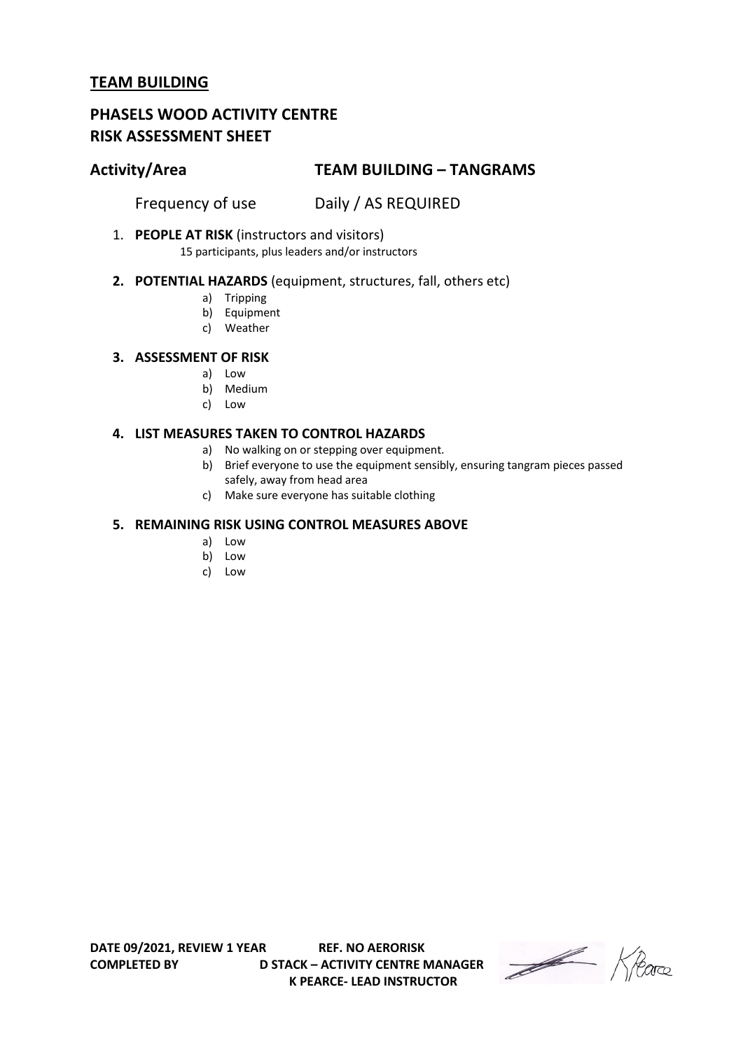**TEAM BUILDING**

## PHASELS WOOD ACTIVITY CENTRE
## RISK ASSESSMENT SHEET

### Activity/Area TEAM BUILDING – TANGRAMS

Frequency of use Daily / AS REQUIRED

1. **PEOPLE AT RISK** (instructors and visitors)
   15 participants, plus leaders and/or instructors

2. **POTENTIAL HAZARDS** (equipment, structures, fall, others etc)
   a) Tripping
   b) Equipment
   c) Weather

3. **ASSESSMENT OF RISK**
   a) Low
   b) Medium
   c) Low

4. **LIST MEASURES TAKEN TO CONTROL HAZARDS**
   a) No walking on or stepping over equipment.
   b) Brief everyone to use the equipment sensibly, ensuring tangram pieces passed safely, away from head area
   c) Make sure everyone has suitable clothing

5. **REMAINING RISK USING CONTROL MEASURES ABOVE**
   a) Low
   b) Low
   c) Low

**DATE 09/2021, REVIEW 1 YEAR** **REF. NO AERORISK**
**COMPLETED BY** **D STACK – ACTIVITY CENTRE MANAGER**
**K PEARCE- LEAD INSTRUCTOR**

K Pearce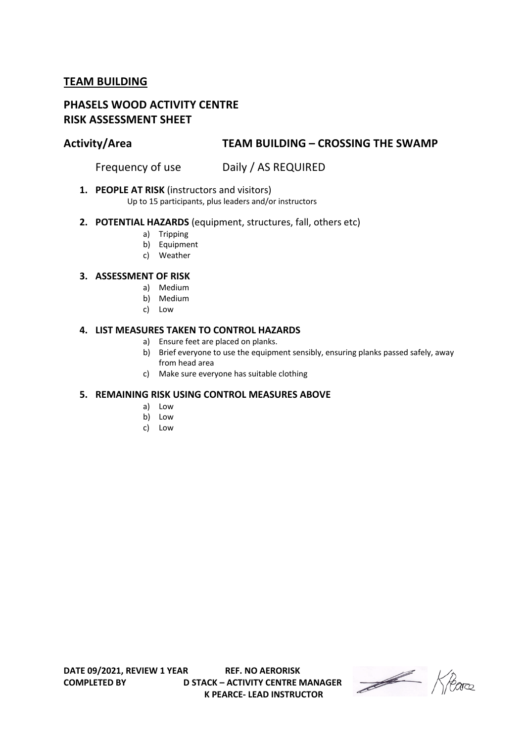## TEAM BUILDING

## PHASELS WOOD ACTIVITY CENTRE
## RISK ASSESSMENT SHEET

### Activity/Area TEAM BUILDING – CROSSING THE SWAMP

Frequency of use Daily / AS REQUIRED

1. **PEOPLE AT RISK** (instructors and visitors)
   Up to 15 participants, plus leaders and/or instructors

2. **POTENTIAL HAZARDS** (equipment, structures, fall, others etc)
   a) Tripping
   b) Equipment
   c) Weather

3. **ASSESSMENT OF RISK**
   a) Medium
   b) Medium
   c) Low

4. **LIST MEASURES TAKEN TO CONTROL HAZARDS**
   a) Ensure feet are placed on planks.
   b) Brief everyone to use the equipment sensibly, ensuring planks passed safely, away from head area
   c) Make sure everyone has suitable clothing

5. **REMAINING RISK USING CONTROL MEASURES ABOVE**
   a) Low
   b) Low
   c) Low

**DATE 09/2021, REVIEW 1 YEAR** **REF. NO AERORISK**
**COMPLETED BY** **D STACK – ACTIVITY CENTRE MANAGER**
**K PEARCE- LEAD INSTRUCTOR**

K Pearce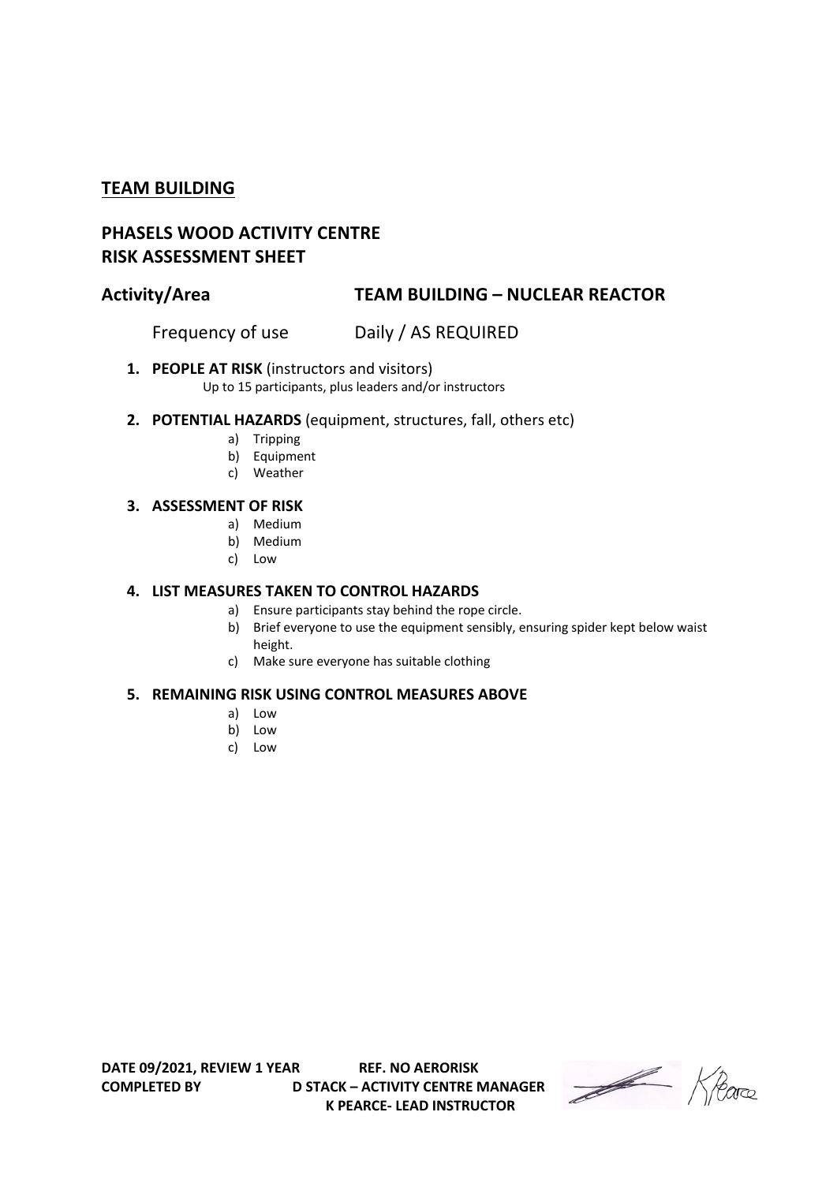## TEAM BUILDING

## PHASELS WOOD ACTIVITY CENTRE
## RISK ASSESSMENT SHEET

### Activity/Area TEAM BUILDING – NUCLEAR REACTOR

Frequency of use Daily / AS REQUIRED

1. **PEOPLE AT RISK** (instructors and visitors)
   Up to 15 participants, plus leaders and/or instructors

2. **POTENTIAL HAZARDS** (equipment, structures, fall, others etc)
   a) Tripping
   b) Equipment
   c) Weather

3. **ASSESSMENT OF RISK**
   a) Medium
   b) Medium
   c) Low

4. **LIST MEASURES TAKEN TO CONTROL HAZARDS**
   a) Ensure participants stay behind the rope circle.
   b) Brief everyone to use the equipment sensibly, ensuring spider kept below waist height.
   c) Make sure everyone has suitable clothing

5. **REMAINING RISK USING CONTROL MEASURES ABOVE**
   a) Low
   b) Low
   c) Low

**DATE 09/2021, REVIEW 1 YEAR** **REF. NO AERORISK**
**COMPLETED BY** **D STACK – ACTIVITY CENTRE MANAGER**
**K PEARCE- LEAD INSTRUCTOR**

K Pearce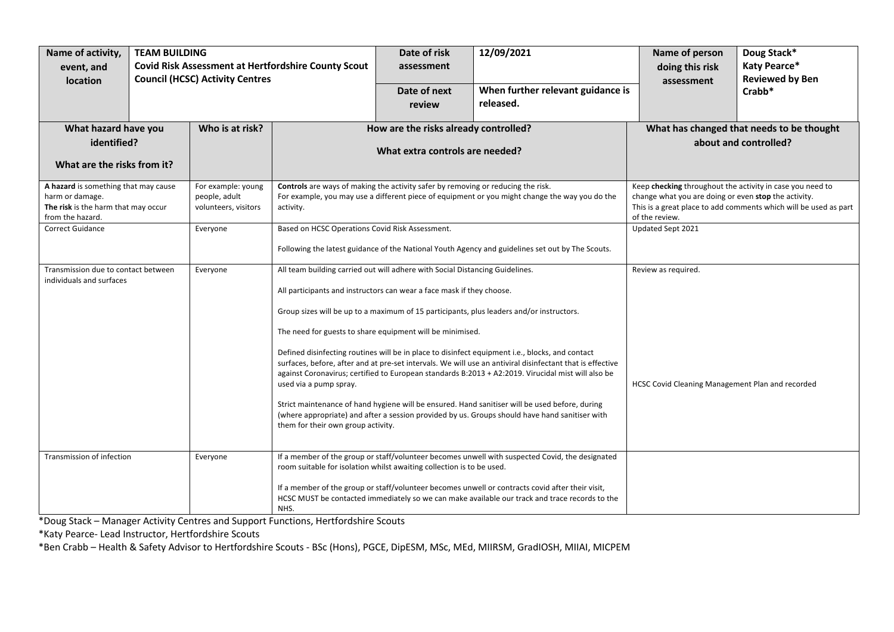| Name of activity, event, and location | TEAM BUILDING<br>Covid Risk Assessment at Hertfordshire County Scout Council (HCSC) Activity Centres | Date of risk assessment | 12/09/2021 | Name of person doing this risk assessment | Doug Stack*<br>Katy Pearce*<br>Reviewed by Ben Crabb* |
|---|---|---|---|---|---|
| | | Date of next review | When further relevant guidance is released. | | |

| What hazard have you identified?<br><br>What are the risks from it? | Who is at risk? | How are the risks already controlled?<br><br>What extra controls are needed? | What has changed that needs to be thought about and controlled? |
|---|---|---|---|
| **A hazard** is something that may cause harm or damage.<br>**The risk** is the harm that may occur from the hazard. | For example: young people, adult volunteers, visitors | **Controls** are ways of making the activity safer by removing or reducing the risk.<br>For example, you may use a different piece of equipment or you might change the way you do the activity. | Keep **checking** throughout the activity in case you need to change what you are doing or even **stop** the activity.<br>This is a great place to add comments which will be used as part of the review. |
| Correct Guidance | Everyone | Based on HCSC Operations Covid Risk Assessment.<br><br>Following the latest guidance of the National Youth Agency and guidelines set out by The Scouts. | Updated Sept 2021 |
| Transmission due to contact between individuals and surfaces | Everyone | All team building carried out will adhere with Social Distancing Guidelines.<br><br>All participants and instructors can wear a face mask if they choose.<br><br>Group sizes will be up to a maximum of 15 participants, plus leaders and/or instructors.<br><br>The need for guests to share equipment will be minimised.<br><br>Defined disinfecting routines will be in place to disinfect equipment i.e., blocks, and contact surfaces, before, after and at pre-set intervals. We will use an antiviral disinfectant that is effective against Coronavirus; certified to European standards B:2013 + A2:2019. Virucidal mist will also be used via a pump spray.<br><br>Strict maintenance of hand hygiene will be ensured. Hand sanitiser will be used before, during (where appropriate) and after a session provided by us. Groups should have hand sanitiser with them for their own group activity. | Review as required.<br><br>HCSC Covid Cleaning Management Plan and recorded |
| Transmission of infection | Everyone | If a member of the group or staff/volunteer becomes unwell with suspected Covid, the designated room suitable for isolation whilst awaiting collection is to be used.<br><br>If a member of the group or staff/volunteer becomes unwell or contracts covid after their visit, HCSC MUST be contacted immediately so we can make available our track and trace records to the NHS. | |

*Doug Stack – Manager Activity Centres and Support Functions, Hertfordshire Scouts

*Katy Pearce- Lead Instructor, Hertfordshire Scouts

*Ben Crabb – Health & Safety Advisor to Hertfordshire Scouts - BSc (Hons), PGCE, DipESM, MSc, MEd, MIIRSM, GradIOSH, MIIAI, MICPEM